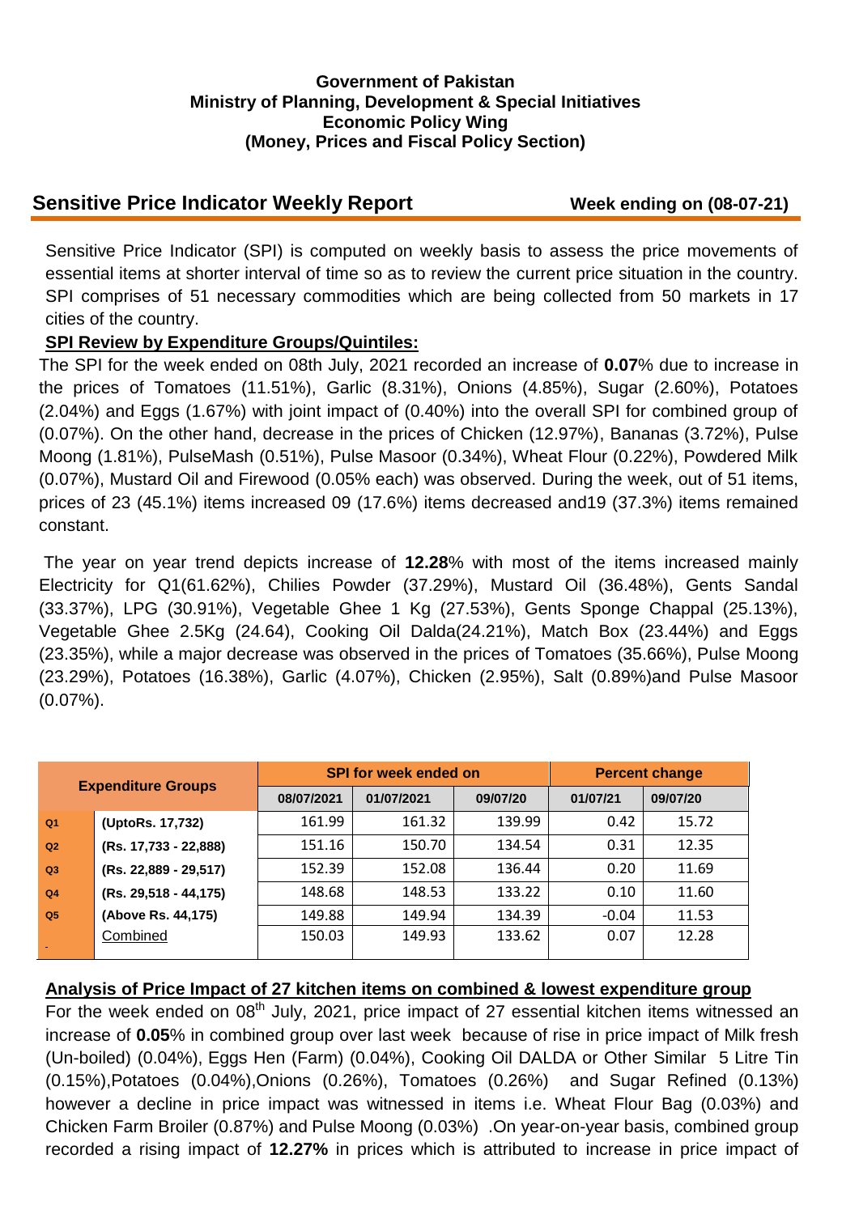**Government of Pakistan**
**Ministry of Planning, Development & Special Initiatives**
**Economic Policy Wing**
**(Money, Prices and Fiscal Policy Section)**

## Sensitive Price Indicator Weekly Report

**Week ending on (08-07-21)**

Sensitive Price Indicator (SPI) is computed on weekly basis to assess the price movements of essential items at shorter interval of time so as to review the current price situation in the country. SPI comprises of 51 necessary commodities which are being collected from 50 markets in 17 cities of the country.

### SPI Review by Expenditure Groups/Quintiles:

The SPI for the week ended on 08th July, 2021 recorded an increase of **0.07**% due to increase in the prices of Tomatoes (11.51%), Garlic (8.31%), Onions (4.85%), Sugar (2.60%), Potatoes (2.04%) and Eggs (1.67%) with joint impact of (0.40%) into the overall SPI for combined group of (0.07%). On the other hand, decrease in the prices of Chicken (12.97%), Bananas (3.72%), Pulse Moong (1.81%), PulseMash (0.51%), Pulse Masoor (0.34%), Wheat Flour (0.22%), Powdered Milk (0.07%), Mustard Oil and Firewood (0.05% each) was observed. During the week, out of 51 items, prices of 23 (45.1%) items increased 09 (17.6%) items decreased and19 (37.3%) items remained constant.

The year on year trend depicts increase of **12.28**% with most of the items increased mainly Electricity for Q1(61.62%), Chilies Powder (37.29%), Mustard Oil (36.48%), Gents Sandal (33.37%), LPG (30.91%), Vegetable Ghee 1 Kg (27.53%), Gents Sponge Chappal (25.13%), Vegetable Ghee 2.5Kg (24.64), Cooking Oil Dalda(24.21%), Match Box (23.44%) and Eggs (23.35%), while a major decrease was observed in the prices of Tomatoes (35.66%), Pulse Moong (23.29%), Potatoes (16.38%), Garlic (4.07%), Chicken (2.95%), Salt (0.89%)and Pulse Masoor (0.07%).

| Expenditure Groups | | SPI for week ended on | | | Percent change | |
|---|---|---|---|---|---|---|
| | | 08/07/2021 | 01/07/2021 | 09/07/20 | 01/07/21 | 09/07/20 |
| Q1 | (UptoRs. 17,732) | 161.99 | 161.32 | 139.99 | 0.42 | 15.72 |
| Q2 | (Rs. 17,733 - 22,888) | 151.16 | 150.70 | 134.54 | 0.31 | 12.35 |
| Q3 | (Rs. 22,889 - 29,517) | 152.39 | 152.08 | 136.44 | 0.20 | 11.69 |
| Q4 | (Rs. 29,518 - 44,175) | 148.68 | 148.53 | 133.22 | 0.10 | 11.60 |
| Q5 | (Above Rs. 44,175) | 149.88 | 149.94 | 134.39 | -0.04 | 11.53 |
| | Combined | 150.03 | 149.93 | 133.62 | 0.07 | 12.28 |

### Analysis of Price Impact of 27 kitchen items on combined & lowest expenditure group

For the week ended on 08th July, 2021, price impact of 27 essential kitchen items witnessed an increase of **0.05**% in combined group over last week because of rise in price impact of Milk fresh (Un-boiled) (0.04%), Eggs Hen (Farm) (0.04%), Cooking Oil DALDA or Other Similar 5 Litre Tin (0.15%),Potatoes (0.04%),Onions (0.26%), Tomatoes (0.26%) and Sugar Refined (0.13%) however a decline in price impact was witnessed in items i.e. Wheat Flour Bag (0.03%) and Chicken Farm Broiler (0.87%) and Pulse Moong (0.03%) .On year-on-year basis, combined group recorded a rising impact of **12.27%** in prices which is attributed to increase in price impact of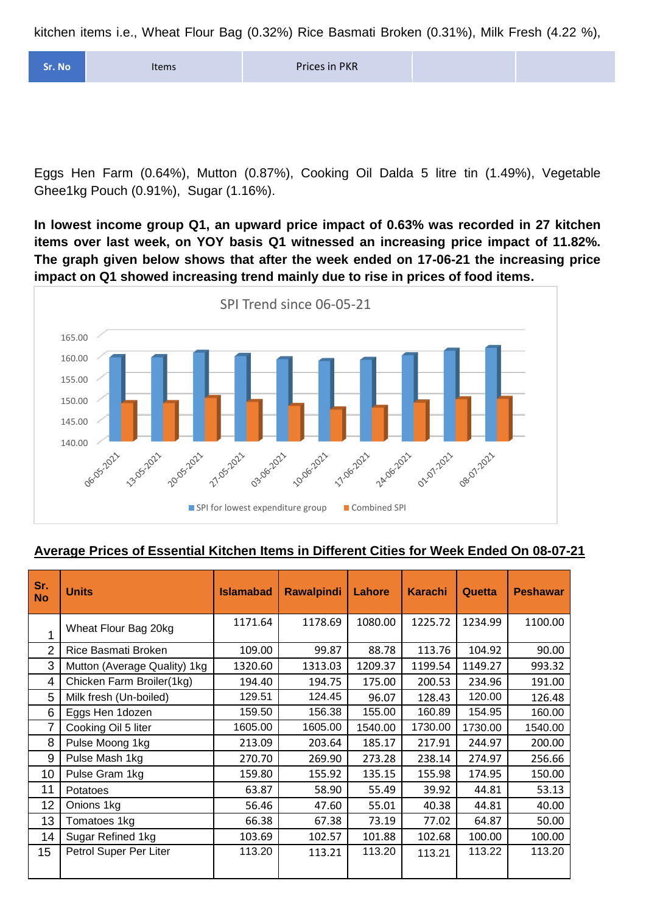kitchen items i.e., Wheat Flour Bag (0.32%) Rice Basmati Broken (0.31%), Milk Fresh (4.22 %),

| Sr. No | Items | Prices in PKR | | |
|---|---|---|---|---|

Eggs Hen Farm (0.64%), Mutton (0.87%), Cooking Oil Dalda 5 litre tin (1.49%), Vegetable Ghee1kg Pouch (0.91%), Sugar (1.16%).

**In lowest income group Q1, an upward price impact of 0.63% was recorded in 27 kitchen items over last week, on YOY basis Q1 witnessed an increasing price impact of 11.82%. The graph given below shows that after the week ended on 17-06-21 the increasing price impact on Q1 showed increasing trend mainly due to rise in prices of food items.**

SPI Trend since 06-05-21

SPI for lowest expenditure group, Combined SPI (06-05-2021 to 08-07-2021)

## Average Prices of Essential Kitchen Items in Different Cities for Week Ended On 08-07-21

| Sr. No | Units | Islamabad | Rawalpindi | Lahore | Karachi | Quetta | Peshawar |
|---|---|---|---|---|---|---|---|
| 1 | Wheat Flour Bag 20kg | 1171.64 | 1178.69 | 1080.00 | 1225.72 | 1234.99 | 1100.00 |
| 2 | Rice Basmati Broken | 109.00 | 99.87 | 88.78 | 113.76 | 104.92 | 90.00 |
| 3 | Mutton (Average Quality) 1kg | 1320.60 | 1313.03 | 1209.37 | 1199.54 | 1149.27 | 993.32 |
| 4 | Chicken Farm Broiler(1kg) | 194.40 | 194.75 | 175.00 | 200.53 | 234.96 | 191.00 |
| 5 | Milk fresh (Un-boiled) | 129.51 | 124.45 | 96.07 | 128.43 | 120.00 | 126.48 |
| 6 | Eggs Hen 1dozen | 159.50 | 156.38 | 155.00 | 160.89 | 154.95 | 160.00 |
| 7 | Cooking Oil 5 liter | 1605.00 | 1605.00 | 1540.00 | 1730.00 | 1730.00 | 1540.00 |
| 8 | Pulse Moong 1kg | 213.09 | 203.64 | 185.17 | 217.91 | 244.97 | 200.00 |
| 9 | Pulse Mash 1kg | 270.70 | 269.90 | 273.28 | 238.14 | 274.97 | 256.66 |
| 10 | Pulse Gram 1kg | 159.80 | 155.92 | 135.15 | 155.98 | 174.95 | 150.00 |
| 11 | Potatoes | 63.87 | 58.90 | 55.49 | 39.92 | 44.81 | 53.13 |
| 12 | Onions 1kg | 56.46 | 47.60 | 55.01 | 40.38 | 44.81 | 40.00 |
| 13 | Tomatoes 1kg | 66.38 | 67.38 | 73.19 | 77.02 | 64.87 | 50.00 |
| 14 | Sugar Refined 1kg | 103.69 | 102.57 | 101.88 | 102.68 | 100.00 | 100.00 |
| 15 | Petrol Super Per Liter | 113.20 | 113.21 | 113.20 | 113.21 | 113.22 | 113.20 |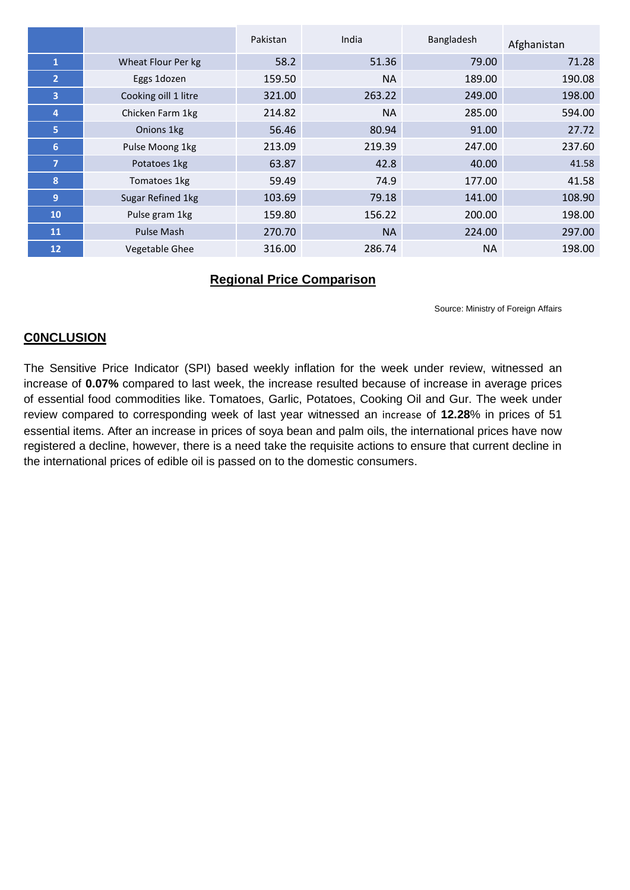| | | Pakistan | India | Bangladesh | Afghanistan |
|---|---|---|---|---|---|
| 1 | Wheat Flour Per kg | 58.2 | 51.36 | 79.00 | 71.28 |
| 2 | Eggs 1dozen | 159.50 | NA | 189.00 | 190.08 |
| 3 | Cooking oill 1 litre | 321.00 | 263.22 | 249.00 | 198.00 |
| 4 | Chicken Farm 1kg | 214.82 | NA | 285.00 | 594.00 |
| 5 | Onions 1kg | 56.46 | 80.94 | 91.00 | 27.72 |
| 6 | Pulse Moong 1kg | 213.09 | 219.39 | 247.00 | 237.60 |
| 7 | Potatoes 1kg | 63.87 | 42.8 | 40.00 | 41.58 |
| 8 | Tomatoes 1kg | 59.49 | 74.9 | 177.00 | 41.58 |
| 9 | Sugar Refined 1kg | 103.69 | 79.18 | 141.00 | 108.90 |
| 10 | Pulse gram 1kg | 159.80 | 156.22 | 200.00 | 198.00 |
| 11 | Pulse Mash | 270.70 | NA | 224.00 | 297.00 |
| 12 | Vegetable Ghee | 316.00 | 286.74 | NA | 198.00 |

**Regional Price Comparison**

Source: Ministry of Foreign Affairs

## C0NCLUSION

The Sensitive Price Indicator (SPI) based weekly inflation for the week under review, witnessed an increase of **0.07%** compared to last week, the increase resulted because of increase in average prices of essential food commodities like. Tomatoes, Garlic, Potatoes, Cooking Oil and Gur. The week under review compared to corresponding week of last year witnessed an increase of **12.28**% in prices of 51 essential items. After an increase in prices of soya bean and palm oils, the international prices have now registered a decline, however, there is a need take the requisite actions to ensure that current decline in the international prices of edible oil is passed on to the domestic consumers.